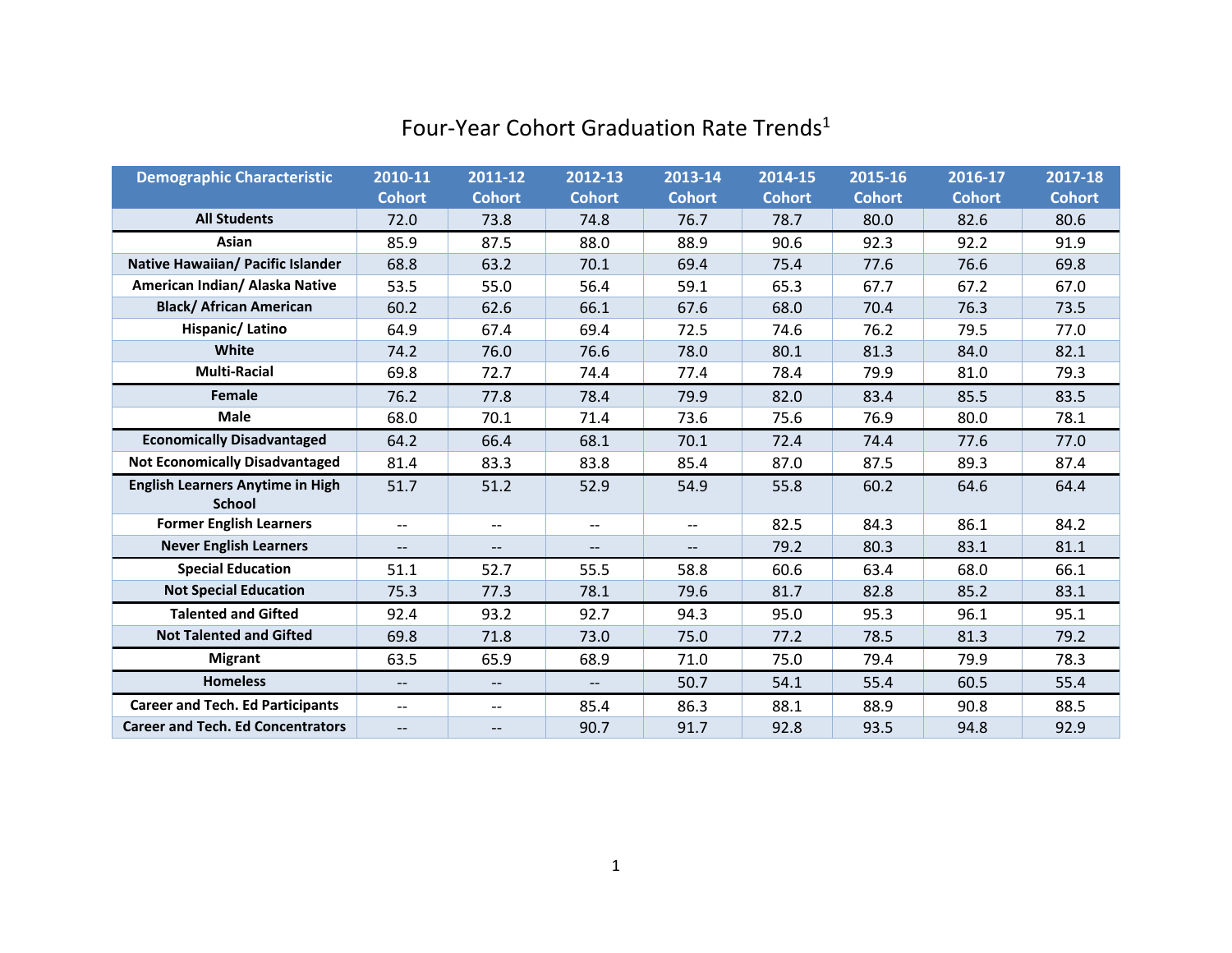# Four-Year Cohort Graduation Rate Trends[1]

| Demographic Characteristic | 2010-11 Cohort | 2011-12 Cohort | 2012-13 Cohort | 2013-14 Cohort | 2014-15 Cohort | 2015-16 Cohort | 2016-17 Cohort | 2017-18 Cohort |
|---|---|---|---|---|---|---|---|---|
| **All Students** | 72.0 | 73.8 | 74.8 | 76.7 | 78.7 | 80.0 | 82.6 | 80.6 |
| **Asian** | 85.9 | 87.5 | 88.0 | 88.9 | 90.6 | 92.3 | 92.2 | 91.9 |
| **Native Hawaiian/ Pacific Islander** | 68.8 | 63.2 | 70.1 | 69.4 | 75.4 | 77.6 | 76.6 | 69.8 |
| **American Indian/ Alaska Native** | 53.5 | 55.0 | 56.4 | 59.1 | 65.3 | 67.7 | 67.2 | 67.0 |
| **Black/ African American** | 60.2 | 62.6 | 66.1 | 67.6 | 68.0 | 70.4 | 76.3 | 73.5 |
| **Hispanic/ Latino** | 64.9 | 67.4 | 69.4 | 72.5 | 74.6 | 76.2 | 79.5 | 77.0 |
| **White** | 74.2 | 76.0 | 76.6 | 78.0 | 80.1 | 81.3 | 84.0 | 82.1 |
| **Multi-Racial** | 69.8 | 72.7 | 74.4 | 77.4 | 78.4 | 79.9 | 81.0 | 79.3 |
| **Female** | 76.2 | 77.8 | 78.4 | 79.9 | 82.0 | 83.4 | 85.5 | 83.5 |
| **Male** | 68.0 | 70.1 | 71.4 | 73.6 | 75.6 | 76.9 | 80.0 | 78.1 |
| **Economically Disadvantaged** | 64.2 | 66.4 | 68.1 | 70.1 | 72.4 | 74.4 | 77.6 | 77.0 |
| **Not Economically Disadvantaged** | 81.4 | 83.3 | 83.8 | 85.4 | 87.0 | 87.5 | 89.3 | 87.4 |
| **English Learners Anytime in High School** | 51.7 | 51.2 | 52.9 | 54.9 | 55.8 | 60.2 | 64.6 | 64.4 |
| **Former English Learners** | -- | -- | -- | -- | 82.5 | 84.3 | 86.1 | 84.2 |
| **Never English Learners** | -- | -- | -- | -- | 79.2 | 80.3 | 83.1 | 81.1 |
| **Special Education** | 51.1 | 52.7 | 55.5 | 58.8 | 60.6 | 63.4 | 68.0 | 66.1 |
| **Not Special Education** | 75.3 | 77.3 | 78.1 | 79.6 | 81.7 | 82.8 | 85.2 | 83.1 |
| **Talented and Gifted** | 92.4 | 93.2 | 92.7 | 94.3 | 95.0 | 95.3 | 96.1 | 95.1 |
| **Not Talented and Gifted** | 69.8 | 71.8 | 73.0 | 75.0 | 77.2 | 78.5 | 81.3 | 79.2 |
| **Migrant** | 63.5 | 65.9 | 68.9 | 71.0 | 75.0 | 79.4 | 79.9 | 78.3 |
| **Homeless** | -- | -- | -- | 50.7 | 54.1 | 55.4 | 60.5 | 55.4 |
| **Career and Tech. Ed Participants** | -- | -- | 85.4 | 86.3 | 88.1 | 88.9 | 90.8 | 88.5 |
| **Career and Tech. Ed Concentrators** | -- | -- | 90.7 | 91.7 | 92.8 | 93.5 | 94.8 | 92.9 |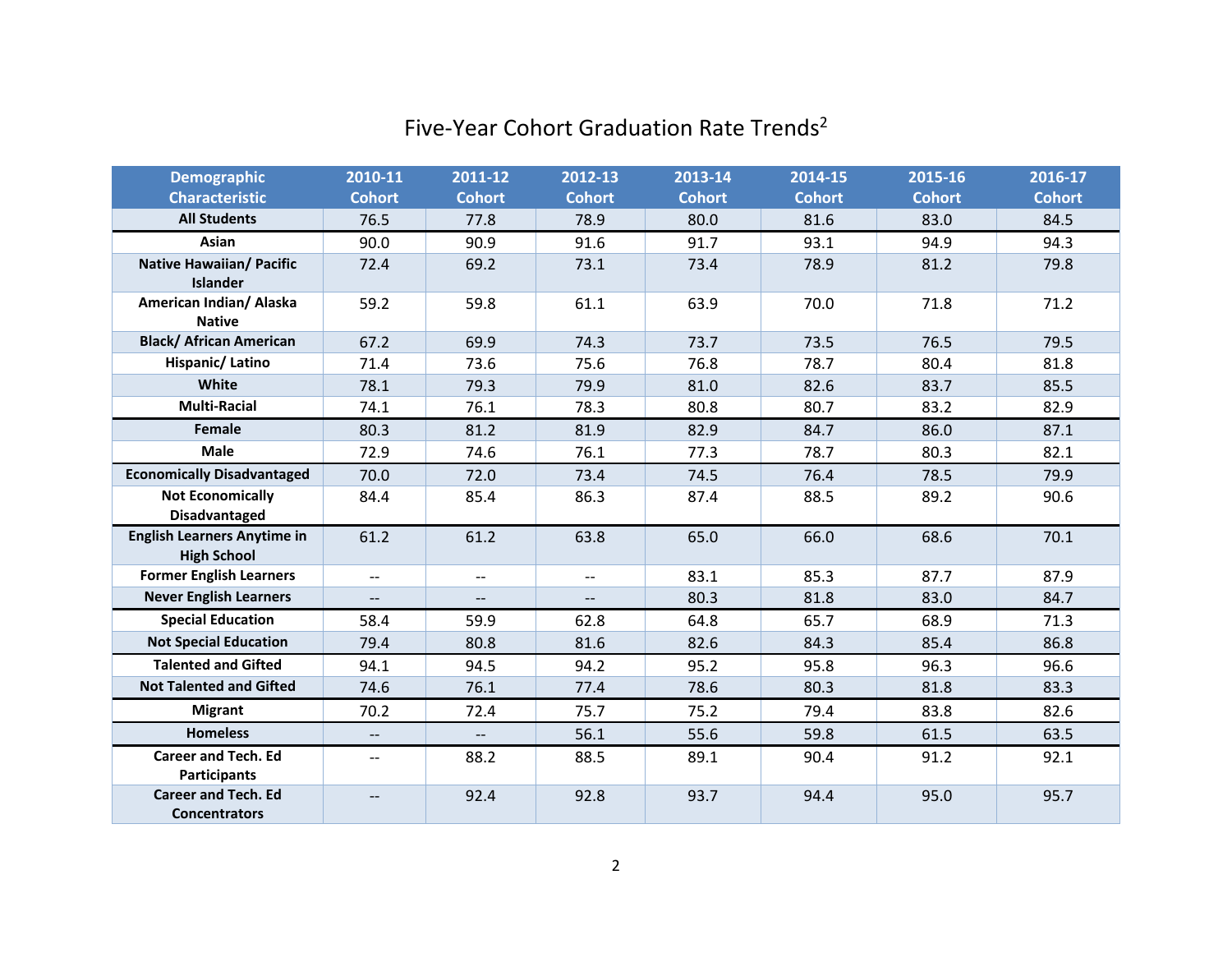# Five-Year Cohort Graduation Rate Trends[2]

| Demographic Characteristic | 2010-11 Cohort | 2011-12 Cohort | 2012-13 Cohort | 2013-14 Cohort | 2014-15 Cohort | 2015-16 Cohort | 2016-17 Cohort |
|---|---|---|---|---|---|---|---|
| All Students | 76.5 | 77.8 | 78.9 | 80.0 | 81.6 | 83.0 | 84.5 |
| Asian | 90.0 | 90.9 | 91.6 | 91.7 | 93.1 | 94.9 | 94.3 |
| Native Hawaiian/ Pacific Islander | 72.4 | 69.2 | 73.1 | 73.4 | 78.9 | 81.2 | 79.8 |
| American Indian/ Alaska Native | 59.2 | 59.8 | 61.1 | 63.9 | 70.0 | 71.8 | 71.2 |
| Black/ African American | 67.2 | 69.9 | 74.3 | 73.7 | 73.5 | 76.5 | 79.5 |
| Hispanic/ Latino | 71.4 | 73.6 | 75.6 | 76.8 | 78.7 | 80.4 | 81.8 |
| White | 78.1 | 79.3 | 79.9 | 81.0 | 82.6 | 83.7 | 85.5 |
| Multi-Racial | 74.1 | 76.1 | 78.3 | 80.8 | 80.7 | 83.2 | 82.9 |
| Female | 80.3 | 81.2 | 81.9 | 82.9 | 84.7 | 86.0 | 87.1 |
| Male | 72.9 | 74.6 | 76.1 | 77.3 | 78.7 | 80.3 | 82.1 |
| Economically Disadvantaged | 70.0 | 72.0 | 73.4 | 74.5 | 76.4 | 78.5 | 79.9 |
| Not Economically Disadvantaged | 84.4 | 85.4 | 86.3 | 87.4 | 88.5 | 89.2 | 90.6 |
| English Learners Anytime in High School | 61.2 | 61.2 | 63.8 | 65.0 | 66.0 | 68.6 | 70.1 |
| Former English Learners | -- | -- | -- | 83.1 | 85.3 | 87.7 | 87.9 |
| Never English Learners | -- | -- | -- | 80.3 | 81.8 | 83.0 | 84.7 |
| Special Education | 58.4 | 59.9 | 62.8 | 64.8 | 65.7 | 68.9 | 71.3 |
| Not Special Education | 79.4 | 80.8 | 81.6 | 82.6 | 84.3 | 85.4 | 86.8 |
| Talented and Gifted | 94.1 | 94.5 | 94.2 | 95.2 | 95.8 | 96.3 | 96.6 |
| Not Talented and Gifted | 74.6 | 76.1 | 77.4 | 78.6 | 80.3 | 81.8 | 83.3 |
| Migrant | 70.2 | 72.4 | 75.7 | 75.2 | 79.4 | 83.8 | 82.6 |
| Homeless | -- | -- | 56.1 | 55.6 | 59.8 | 61.5 | 63.5 |
| Career and Tech. Ed Participants | -- | 88.2 | 88.5 | 89.1 | 90.4 | 91.2 | 92.1 |
| Career and Tech. Ed Concentrators | -- | 92.4 | 92.8 | 93.7 | 94.4 | 95.0 | 95.7 |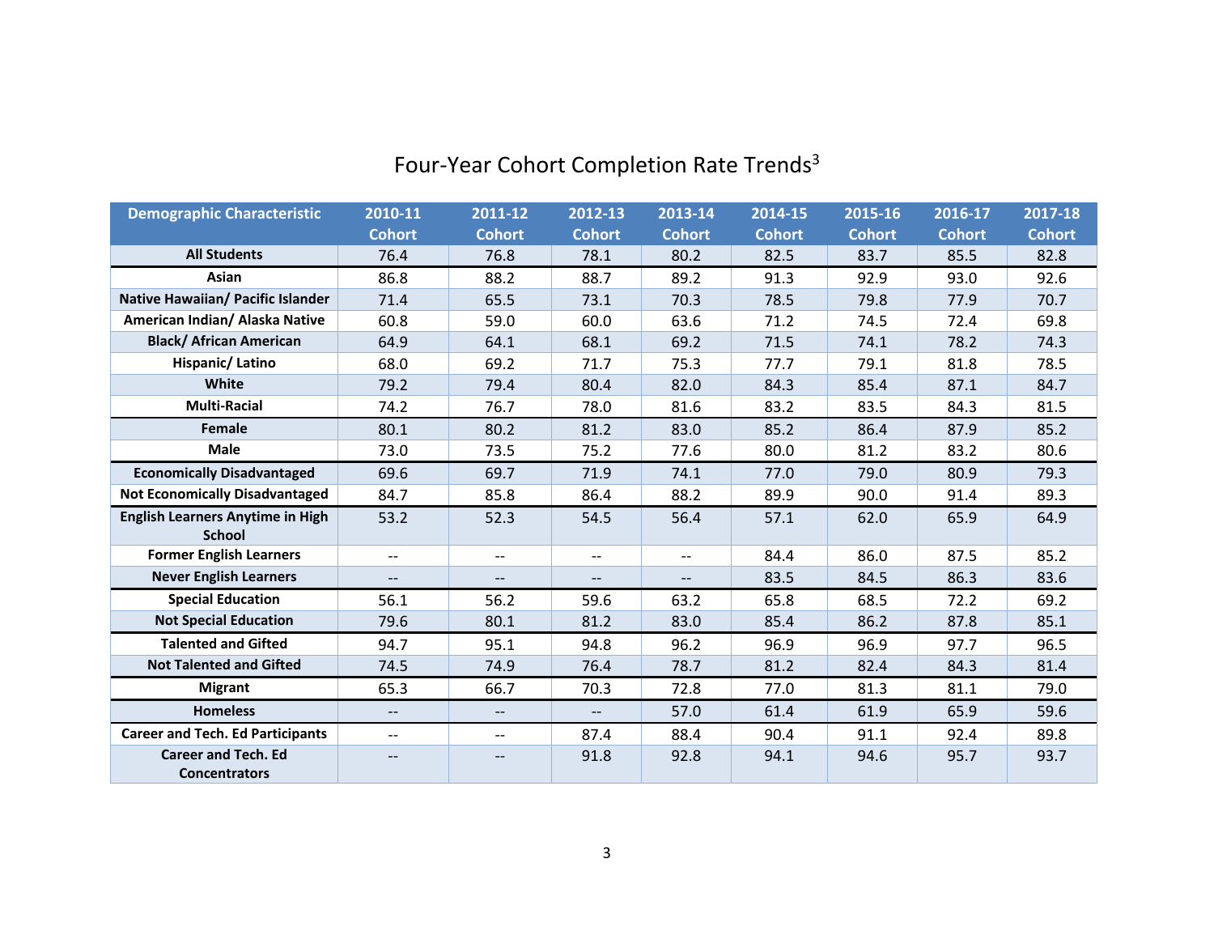# Four-Year Cohort Completion Rate Trends[3]

| Demographic Characteristic | 2010-11 Cohort | 2011-12 Cohort | 2012-13 Cohort | 2013-14 Cohort | 2014-15 Cohort | 2015-16 Cohort | 2016-17 Cohort | 2017-18 Cohort |
|---|---|---|---|---|---|---|---|---|
| **All Students** | 76.4 | 76.8 | 78.1 | 80.2 | 82.5 | 83.7 | 85.5 | 82.8 |
| **Asian** | 86.8 | 88.2 | 88.7 | 89.2 | 91.3 | 92.9 | 93.0 | 92.6 |
| **Native Hawaiian/ Pacific Islander** | 71.4 | 65.5 | 73.1 | 70.3 | 78.5 | 79.8 | 77.9 | 70.7 |
| **American Indian/ Alaska Native** | 60.8 | 59.0 | 60.0 | 63.6 | 71.2 | 74.5 | 72.4 | 69.8 |
| **Black/ African American** | 64.9 | 64.1 | 68.1 | 69.2 | 71.5 | 74.1 | 78.2 | 74.3 |
| **Hispanic/ Latino** | 68.0 | 69.2 | 71.7 | 75.3 | 77.7 | 79.1 | 81.8 | 78.5 |
| **White** | 79.2 | 79.4 | 80.4 | 82.0 | 84.3 | 85.4 | 87.1 | 84.7 |
| **Multi-Racial** | 74.2 | 76.7 | 78.0 | 81.6 | 83.2 | 83.5 | 84.3 | 81.5 |
| **Female** | 80.1 | 80.2 | 81.2 | 83.0 | 85.2 | 86.4 | 87.9 | 85.2 |
| **Male** | 73.0 | 73.5 | 75.2 | 77.6 | 80.0 | 81.2 | 83.2 | 80.6 |
| **Economically Disadvantaged** | 69.6 | 69.7 | 71.9 | 74.1 | 77.0 | 79.0 | 80.9 | 79.3 |
| **Not Economically Disadvantaged** | 84.7 | 85.8 | 86.4 | 88.2 | 89.9 | 90.0 | 91.4 | 89.3 |
| **English Learners Anytime in High School** | 53.2 | 52.3 | 54.5 | 56.4 | 57.1 | 62.0 | 65.9 | 64.9 |
| **Former English Learners** | -- | -- | -- | -- | 84.4 | 86.0 | 87.5 | 85.2 |
| **Never English Learners** | -- | -- | -- | -- | 83.5 | 84.5 | 86.3 | 83.6 |
| **Special Education** | 56.1 | 56.2 | 59.6 | 63.2 | 65.8 | 68.5 | 72.2 | 69.2 |
| **Not Special Education** | 79.6 | 80.1 | 81.2 | 83.0 | 85.4 | 86.2 | 87.8 | 85.1 |
| **Talented and Gifted** | 94.7 | 95.1 | 94.8 | 96.2 | 96.9 | 96.9 | 97.7 | 96.5 |
| **Not Talented and Gifted** | 74.5 | 74.9 | 76.4 | 78.7 | 81.2 | 82.4 | 84.3 | 81.4 |
| **Migrant** | 65.3 | 66.7 | 70.3 | 72.8 | 77.0 | 81.3 | 81.1 | 79.0 |
| **Homeless** | -- | -- | -- | 57.0 | 61.4 | 61.9 | 65.9 | 59.6 |
| **Career and Tech. Ed Participants** | -- | -- | 87.4 | 88.4 | 90.4 | 91.1 | 92.4 | 89.8 |
| **Career and Tech. Ed Concentrators** | -- | -- | 91.8 | 92.8 | 94.1 | 94.6 | 95.7 | 93.7 |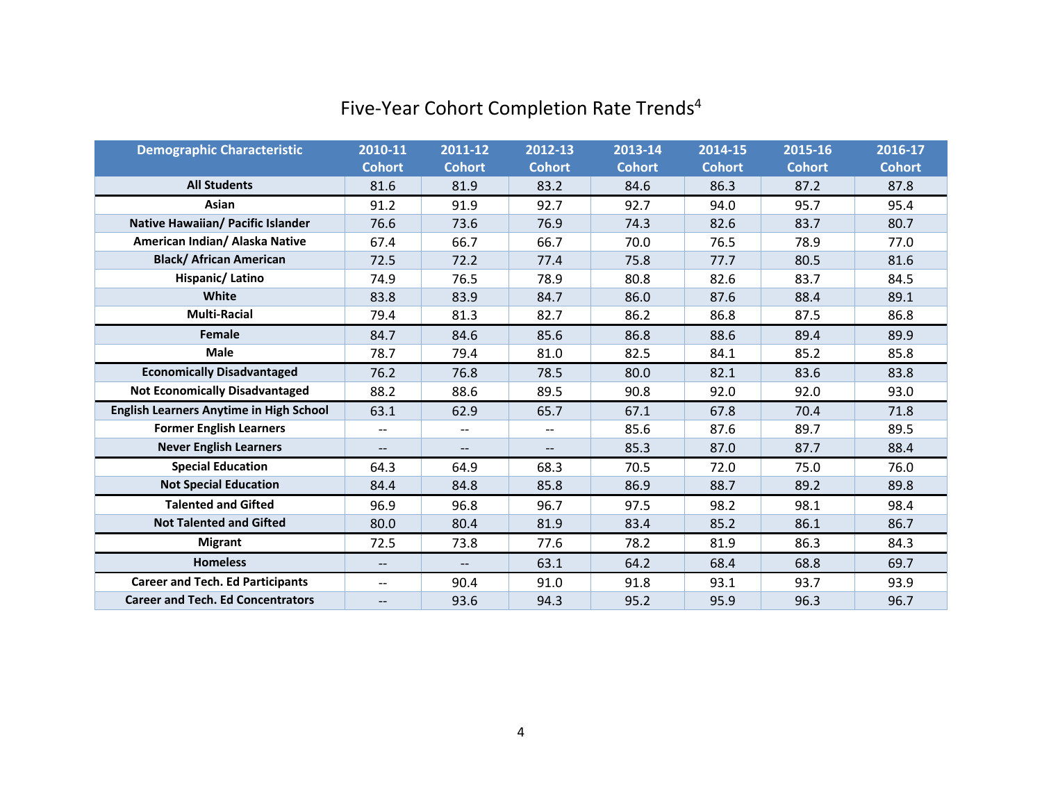# Five-Year Cohort Completion Rate Trends[4]

| Demographic Characteristic | 2010-11 Cohort | 2011-12 Cohort | 2012-13 Cohort | 2013-14 Cohort | 2014-15 Cohort | 2015-16 Cohort | 2016-17 Cohort |
|---|---|---|---|---|---|---|---|
| **All Students** | 81.6 | 81.9 | 83.2 | 84.6 | 86.3 | 87.2 | 87.8 |
| **Asian** | 91.2 | 91.9 | 92.7 | 92.7 | 94.0 | 95.7 | 95.4 |
| **Native Hawaiian/ Pacific Islander** | 76.6 | 73.6 | 76.9 | 74.3 | 82.6 | 83.7 | 80.7 |
| **American Indian/ Alaska Native** | 67.4 | 66.7 | 66.7 | 70.0 | 76.5 | 78.9 | 77.0 |
| **Black/ African American** | 72.5 | 72.2 | 77.4 | 75.8 | 77.7 | 80.5 | 81.6 |
| **Hispanic/ Latino** | 74.9 | 76.5 | 78.9 | 80.8 | 82.6 | 83.7 | 84.5 |
| **White** | 83.8 | 83.9 | 84.7 | 86.0 | 87.6 | 88.4 | 89.1 |
| **Multi-Racial** | 79.4 | 81.3 | 82.7 | 86.2 | 86.8 | 87.5 | 86.8 |
| **Female** | 84.7 | 84.6 | 85.6 | 86.8 | 88.6 | 89.4 | 89.9 |
| **Male** | 78.7 | 79.4 | 81.0 | 82.5 | 84.1 | 85.2 | 85.8 |
| **Economically Disadvantaged** | 76.2 | 76.8 | 78.5 | 80.0 | 82.1 | 83.6 | 83.8 |
| **Not Economically Disadvantaged** | 88.2 | 88.6 | 89.5 | 90.8 | 92.0 | 92.0 | 93.0 |
| **English Learners Anytime in High School** | 63.1 | 62.9 | 65.7 | 67.1 | 67.8 | 70.4 | 71.8 |
| **Former English Learners** | -- | -- | -- | 85.6 | 87.6 | 89.7 | 89.5 |
| **Never English Learners** | -- | -- | -- | 85.3 | 87.0 | 87.7 | 88.4 |
| **Special Education** | 64.3 | 64.9 | 68.3 | 70.5 | 72.0 | 75.0 | 76.0 |
| **Not Special Education** | 84.4 | 84.8 | 85.8 | 86.9 | 88.7 | 89.2 | 89.8 |
| **Talented and Gifted** | 96.9 | 96.8 | 96.7 | 97.5 | 98.2 | 98.1 | 98.4 |
| **Not Talented and Gifted** | 80.0 | 80.4 | 81.9 | 83.4 | 85.2 | 86.1 | 86.7 |
| **Migrant** | 72.5 | 73.8 | 77.6 | 78.2 | 81.9 | 86.3 | 84.3 |
| **Homeless** | -- | -- | 63.1 | 64.2 | 68.4 | 68.8 | 69.7 |
| **Career and Tech. Ed Participants** | -- | 90.4 | 91.0 | 91.8 | 93.1 | 93.7 | 93.9 |
| **Career and Tech. Ed Concentrators** | -- | 93.6 | 94.3 | 95.2 | 95.9 | 96.3 | 96.7 |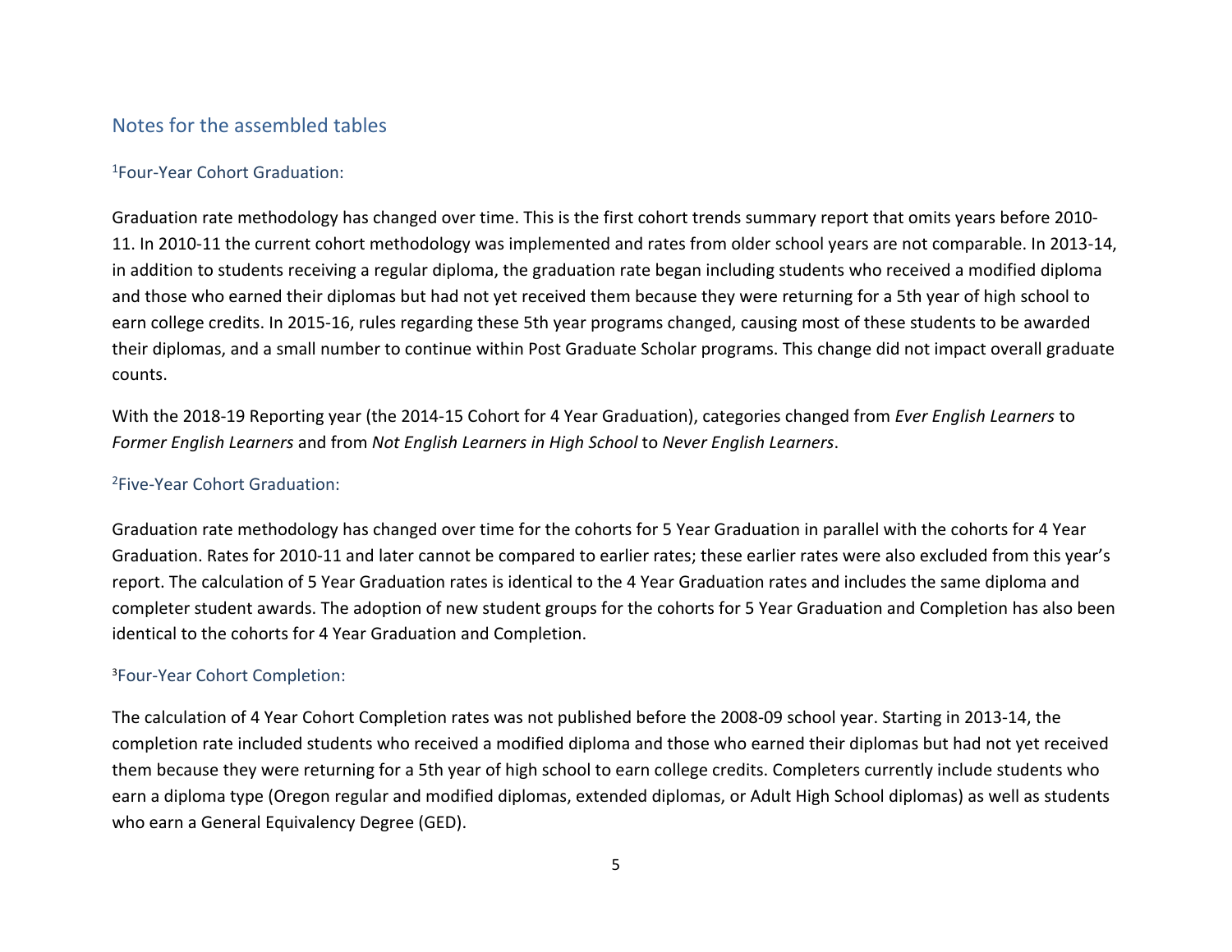## Notes for the assembled tables

### [1]Four-Year Cohort Graduation:

Graduation rate methodology has changed over time. This is the first cohort trends summary report that omits years before 2010-11. In 2010-11 the current cohort methodology was implemented and rates from older school years are not comparable. In 2013-14, in addition to students receiving a regular diploma, the graduation rate began including students who received a modified diploma and those who earned their diplomas but had not yet received them because they were returning for a 5th year of high school to earn college credits. In 2015-16, rules regarding these 5th year programs changed, causing most of these students to be awarded their diplomas, and a small number to continue within Post Graduate Scholar programs. This change did not impact overall graduate counts.

With the 2018-19 Reporting year (the 2014-15 Cohort for 4 Year Graduation), categories changed from *Ever English Learners* to *Former English Learners* and from *Not English Learners in High School* to *Never English Learners*.

### [2]Five-Year Cohort Graduation:

Graduation rate methodology has changed over time for the cohorts for 5 Year Graduation in parallel with the cohorts for 4 Year Graduation. Rates for 2010-11 and later cannot be compared to earlier rates; these earlier rates were also excluded from this year's report. The calculation of 5 Year Graduation rates is identical to the 4 Year Graduation rates and includes the same diploma and completer student awards. The adoption of new student groups for the cohorts for 5 Year Graduation and Completion has also been identical to the cohorts for 4 Year Graduation and Completion.

### [3]Four-Year Cohort Completion:

The calculation of 4 Year Cohort Completion rates was not published before the 2008-09 school year. Starting in 2013-14, the completion rate included students who received a modified diploma and those who earned their diplomas but had not yet received them because they were returning for a 5th year of high school to earn college credits. Completers currently include students who earn a diploma type (Oregon regular and modified diplomas, extended diplomas, or Adult High School diplomas) as well as students who earn a General Equivalency Degree (GED).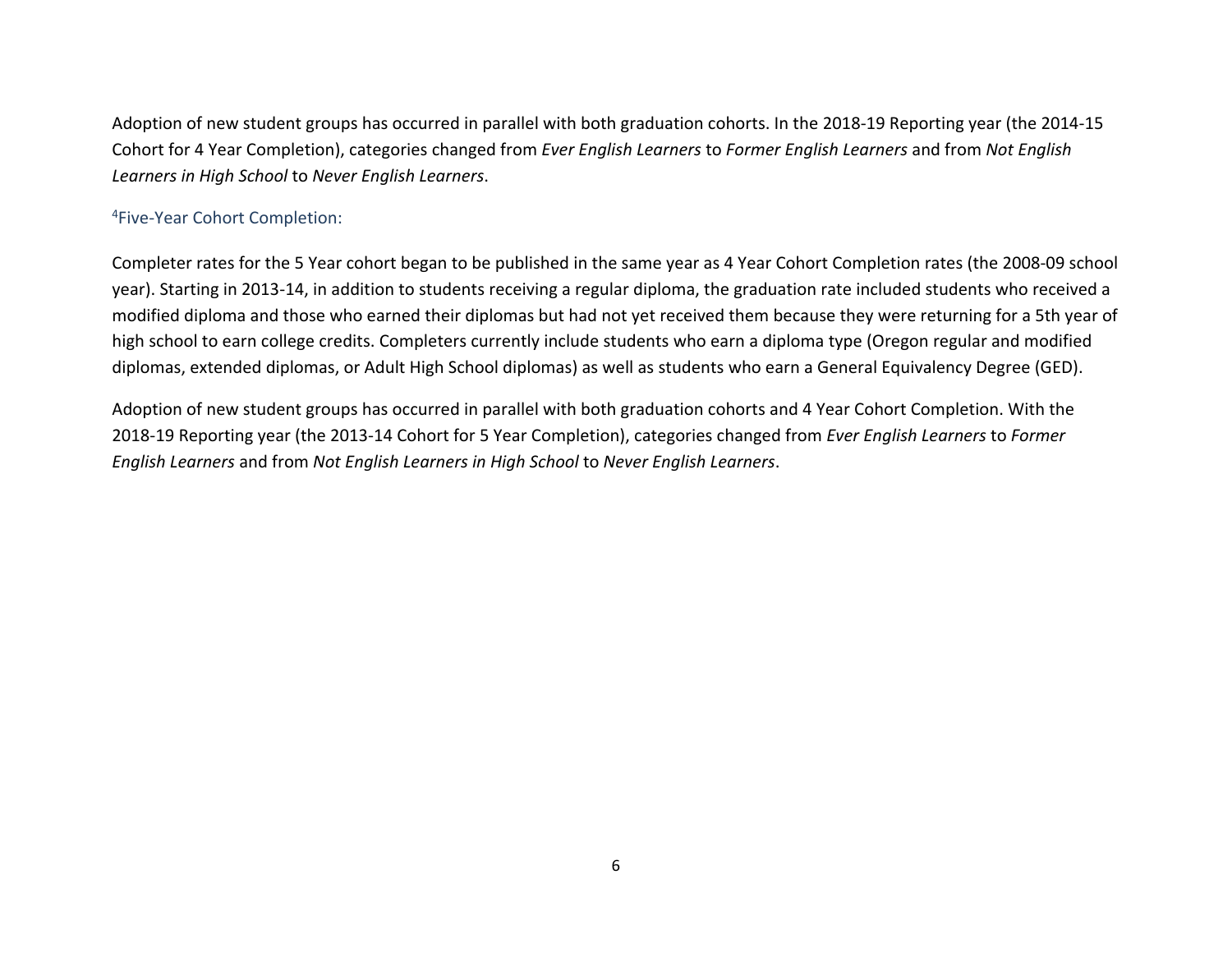Adoption of new student groups has occurred in parallel with both graduation cohorts. In the 2018-19 Reporting year (the 2014-15 Cohort for 4 Year Completion), categories changed from *Ever English Learners* to *Former English Learners* and from *Not English Learners in High School* to *Never English Learners*.

### [4]Five-Year Cohort Completion:

Completer rates for the 5 Year cohort began to be published in the same year as 4 Year Cohort Completion rates (the 2008-09 school year). Starting in 2013-14, in addition to students receiving a regular diploma, the graduation rate included students who received a modified diploma and those who earned their diplomas but had not yet received them because they were returning for a 5th year of high school to earn college credits. Completers currently include students who earn a diploma type (Oregon regular and modified diplomas, extended diplomas, or Adult High School diplomas) as well as students who earn a General Equivalency Degree (GED).

Adoption of new student groups has occurred in parallel with both graduation cohorts and 4 Year Cohort Completion. With the 2018-19 Reporting year (the 2013-14 Cohort for 5 Year Completion), categories changed from *Ever English Learners* to *Former English Learners* and from *Not English Learners in High School* to *Never English Learners*.